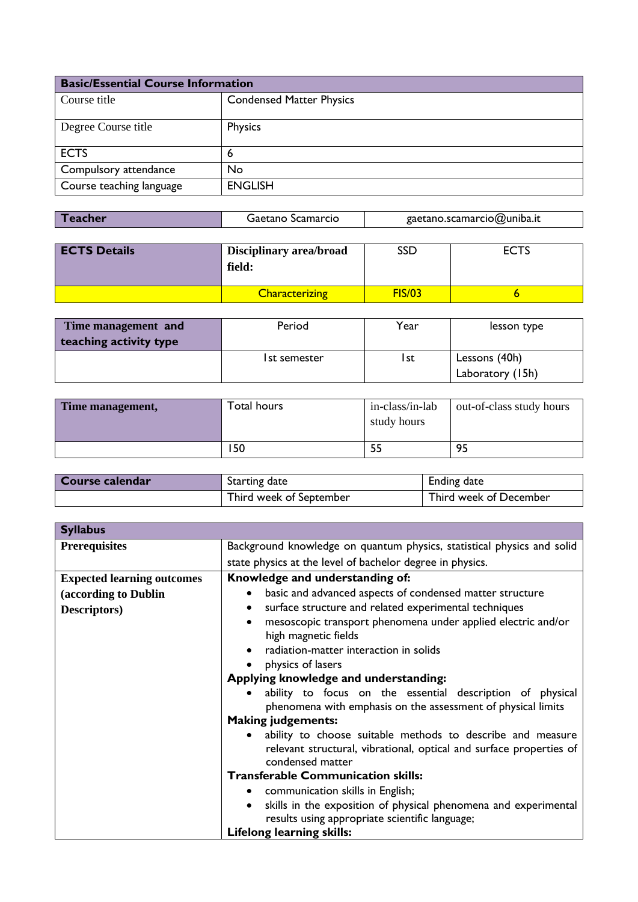| Basic/Essential Course Information | |
| --- | --- |
| Course title | Condensed Matter Physics |
| Degree Course title | Physics |
| ECTS | 6 |
| Compulsory attendance | No |
| Course teaching language | ENGLISH |

| Teacher | Gaetano Scamarcio | gaetano.scamarcio@uniba.it |
| --- | --- | --- |

| ECTS Details | Disciplinary area/broad field: | SSD | ECTS |
| --- | --- | --- | --- |
| | Characterizing | FIS/03 | 6 |

| Time management and teaching activity type | Period | Year | lesson type |
| --- | --- | --- | --- |
| | 1st semester | 1st | Lessons (40h)<br>Laboratory (15h) |

| Time management, | Total hours | in-class/in-lab study hours | out-of-class study hours |
| --- | --- | --- | --- |
| | 150 | 55 | 95 |

| Course calendar | Starting date | Ending date |
| --- | --- | --- |
| | Third week of September | Third week of December |

| Syllabus | |
| --- | --- |
| **Prerequisites** | Background knowledge on quantum physics, statistical physics and solid state physics at the level of bachelor degree in physics. |
| **Expected learning outcomes (according to Dublin Descriptors)** | **Knowledge and understanding of:**<br>• basic and advanced aspects of condensed matter structure<br>• surface structure and related experimental techniques<br>• mesoscopic transport phenomena under applied electric and/or high magnetic fields<br>• radiation-matter interaction in solids<br>• physics of lasers<br>**Applying knowledge and understanding:**<br>• ability to focus on the essential description of physical phenomena with emphasis on the assessment of physical limits<br>**Making judgements:**<br>• ability to choose suitable methods to describe and measure relevant structural, vibrational, optical and surface properties of condensed matter<br>**Transferable Communication skills:**<br>• communication skills in English;<br>• skills in the exposition of physical phenomena and experimental results using appropriate scientific language;<br>**Lifelong learning skills:** |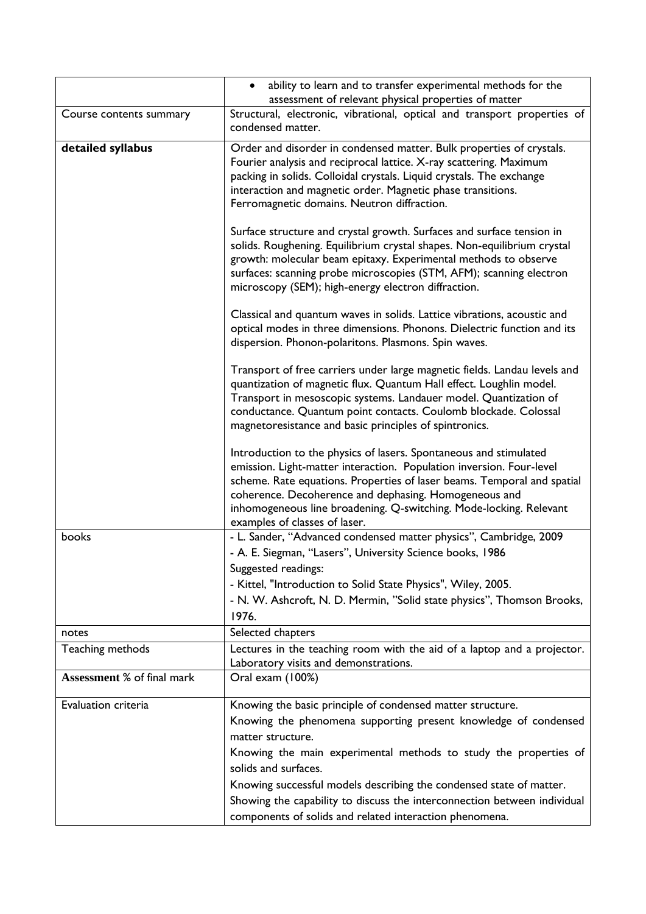| | |
|---|---|
| | • ability to learn and to transfer experimental methods for the assessment of relevant physical properties of matter |
| Course contents summary | Structural, electronic, vibrational, optical and transport properties of condensed matter. |
| **detailed syllabus** | Order and disorder in condensed matter. Bulk properties of crystals. Fourier analysis and reciprocal lattice. X-ray scattering. Maximum packing in solids. Colloidal crystals. Liquid crystals. The exchange interaction and magnetic order. Magnetic phase transitions. Ferromagnetic domains. Neutron diffraction.<br><br>Surface structure and crystal growth. Surfaces and surface tension in solids. Roughening. Equilibrium crystal shapes. Non-equilibrium crystal growth: molecular beam epitaxy. Experimental methods to observe surfaces: scanning probe microscopies (STM, AFM); scanning electron microscopy (SEM); high-energy electron diffraction.<br><br>Classical and quantum waves in solids. Lattice vibrations, acoustic and optical modes in three dimensions. Phonons. Dielectric function and its dispersion. Phonon-polaritons. Plasmons. Spin waves.<br><br>Transport of free carriers under large magnetic fields. Landau levels and quantization of magnetic flux. Quantum Hall effect. Loughlin model. Transport in mesoscopic systems. Landauer model. Quantization of conductance. Quantum point contacts. Coulomb blockade. Colossal magnetoresistance and basic principles of spintronics.<br><br>Introduction to the physics of lasers. Spontaneous and stimulated emission. Light-matter interaction. Population inversion. Four-level scheme. Rate equations. Properties of laser beams. Temporal and spatial coherence. Decoherence and dephasing. Homogeneous and inhomogeneous line broadening. Q-switching. Mode-locking. Relevant examples of classes of laser. |
| books | - L. Sander, "Advanced condensed matter physics", Cambridge, 2009<br>- A. E. Siegman, "Lasers", University Science books, 1986<br>Suggested readings:<br>- Kittel, "Introduction to Solid State Physics", Wiley, 2005.<br>- N. W. Ashcroft, N. D. Mermin, "Solid state physics", Thomson Brooks, 1976. |
| notes | Selected chapters |
| Teaching methods | Lectures in the teaching room with the aid of a laptop and a projector. Laboratory visits and demonstrations. |
| **Assessment** % of final mark | Oral exam (100%) |
| Evaluation criteria | Knowing the basic principle of condensed matter structure.<br>Knowing the phenomena supporting present knowledge of condensed matter structure.<br>Knowing the main experimental methods to study the properties of solids and surfaces.<br>Knowing successful models describing the condensed state of matter.<br>Showing the capability to discuss the interconnection between individual components of solids and related interaction phenomena. |